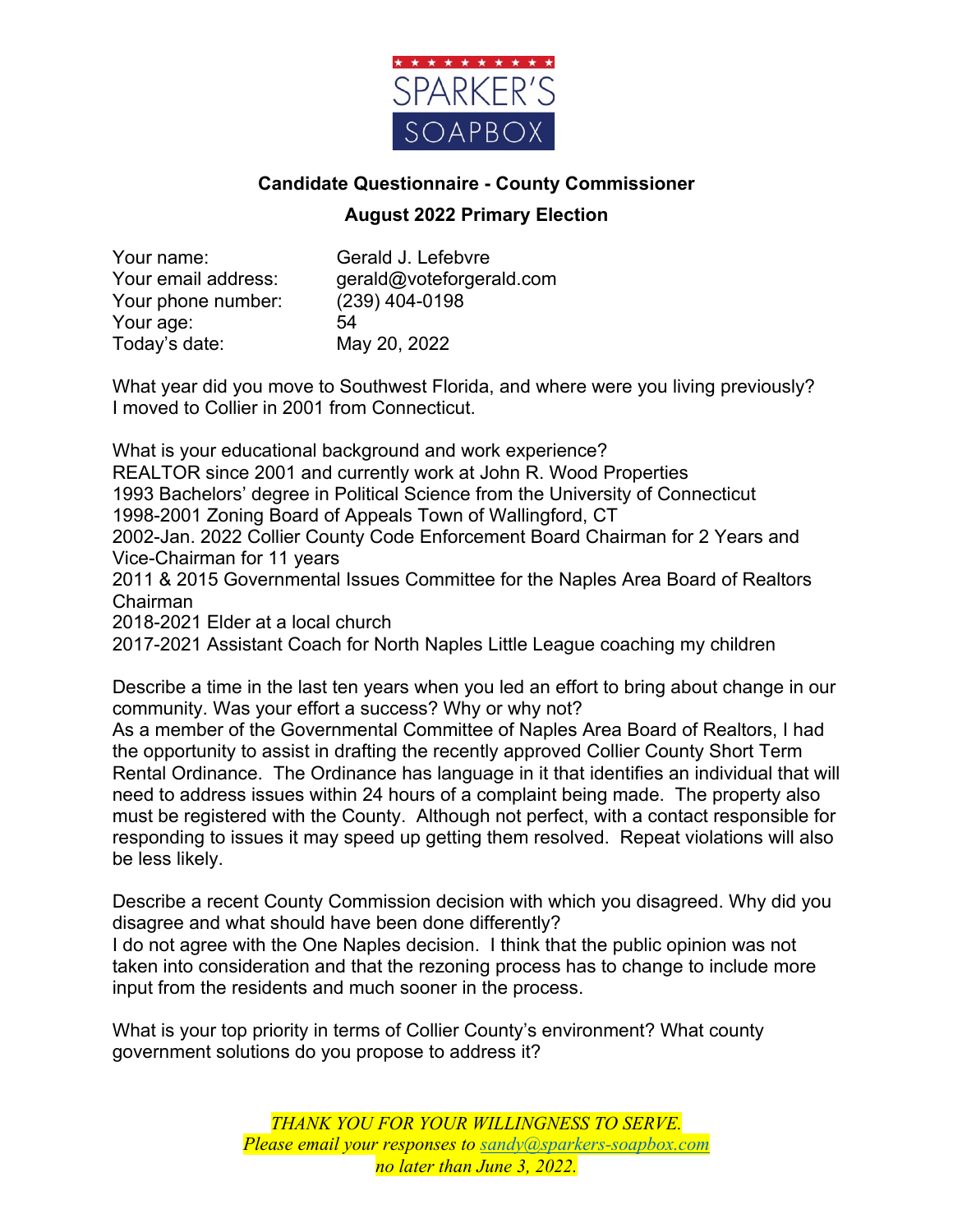SPARKER'S SOAPBOX

## Candidate Questionnaire - County Commissioner

## August 2022 Primary Election

| | |
|---|---|
| Your name: | Gerald J. Lefebvre |
| Your email address: | gerald@voteforgerald.com |
| Your phone number: | (239) 404-0198 |
| Your age: | 54 |
| Today's date: | May 20, 2022 |

What year did you move to Southwest Florida, and where were you living previously?
I moved to Collier in 2001 from Connecticut.

What is your educational background and work experience?
REALTOR since 2001 and currently work at John R. Wood Properties
1993 Bachelors' degree in Political Science from the University of Connecticut
1998-2001 Zoning Board of Appeals Town of Wallingford, CT
2002-Jan. 2022 Collier County Code Enforcement Board Chairman for 2 Years and Vice-Chairman for 11 years
2011 & 2015 Governmental Issues Committee for the Naples Area Board of Realtors Chairman
2018-2021 Elder at a local church
2017-2021 Assistant Coach for North Naples Little League coaching my children

Describe a time in the last ten years when you led an effort to bring about change in our community. Was your effort a success? Why or why not?
As a member of the Governmental Committee of Naples Area Board of Realtors, I had the opportunity to assist in drafting the recently approved Collier County Short Term Rental Ordinance. The Ordinance has language in it that identifies an individual that will need to address issues within 24 hours of a complaint being made. The property also must be registered with the County. Although not perfect, with a contact responsible for responding to issues it may speed up getting them resolved. Repeat violations will also be less likely.

Describe a recent County Commission decision with which you disagreed. Why did you disagree and what should have been done differently?
I do not agree with the One Naples decision. I think that the public opinion was not taken into consideration and that the rezoning process has to change to include more input from the residents and much sooner in the process.

What is your top priority in terms of Collier County's environment? What county government solutions do you propose to address it?

*THANK YOU FOR YOUR WILLINGNESS TO SERVE.*
*Please email your responses to sandy@sparkers-soapbox.com*
*no later than June 3, 2022.*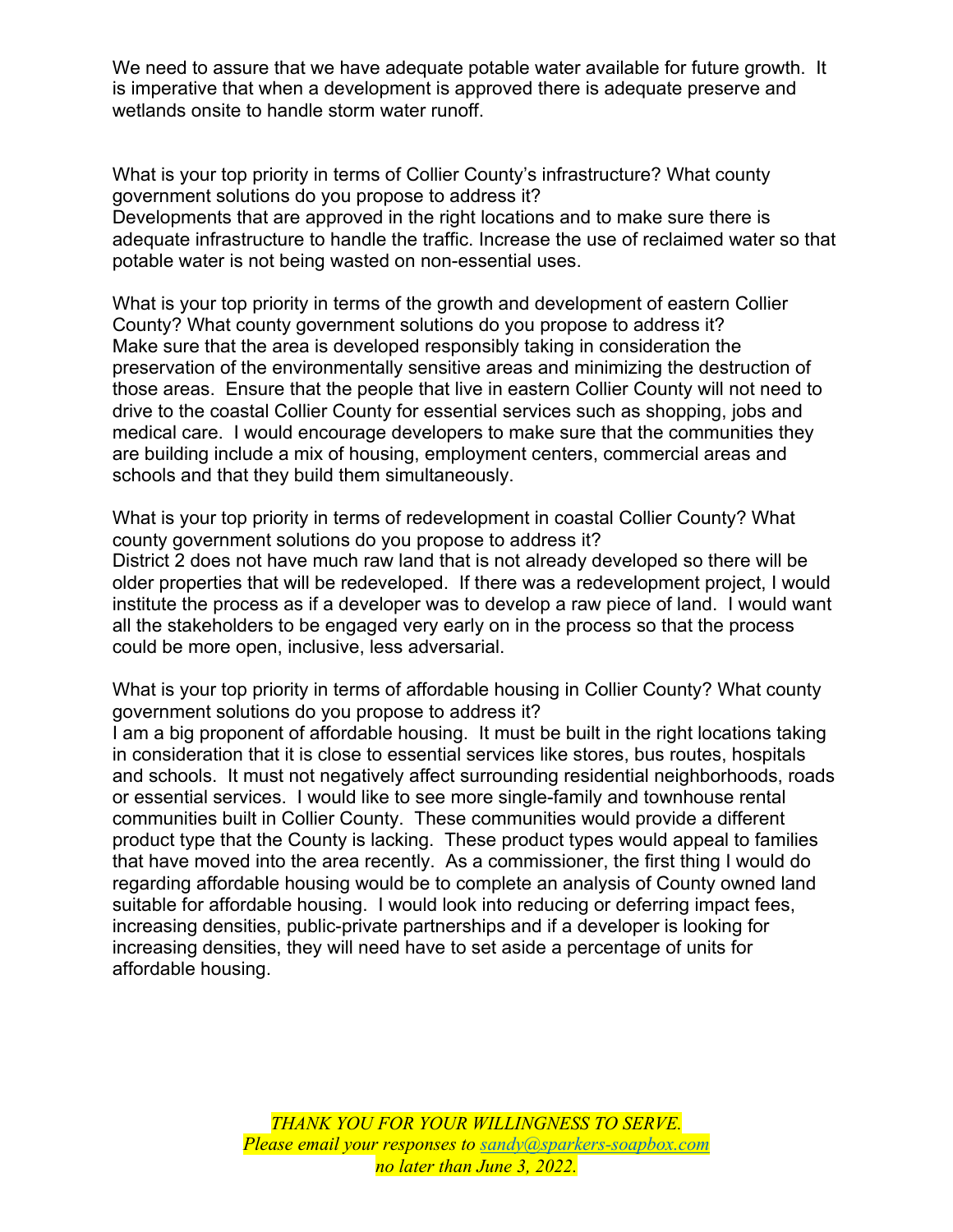We need to assure that we have adequate potable water available for future growth. It is imperative that when a development is approved there is adequate preserve and wetlands onsite to handle storm water runoff.

What is your top priority in terms of Collier County's infrastructure? What county government solutions do you propose to address it?
Developments that are approved in the right locations and to make sure there is adequate infrastructure to handle the traffic. Increase the use of reclaimed water so that potable water is not being wasted on non-essential uses.

What is your top priority in terms of the growth and development of eastern Collier County? What county government solutions do you propose to address it?
Make sure that the area is developed responsibly taking in consideration the preservation of the environmentally sensitive areas and minimizing the destruction of those areas. Ensure that the people that live in eastern Collier County will not need to drive to the coastal Collier County for essential services such as shopping, jobs and medical care. I would encourage developers to make sure that the communities they are building include a mix of housing, employment centers, commercial areas and schools and that they build them simultaneously.

What is your top priority in terms of redevelopment in coastal Collier County? What county government solutions do you propose to address it?
District 2 does not have much raw land that is not already developed so there will be older properties that will be redeveloped. If there was a redevelopment project, I would institute the process as if a developer was to develop a raw piece of land. I would want all the stakeholders to be engaged very early on in the process so that the process could be more open, inclusive, less adversarial.

What is your top priority in terms of affordable housing in Collier County? What county government solutions do you propose to address it?
I am a big proponent of affordable housing. It must be built in the right locations taking in consideration that it is close to essential services like stores, bus routes, hospitals and schools. It must not negatively affect surrounding residential neighborhoods, roads or essential services. I would like to see more single-family and townhouse rental communities built in Collier County. These communities would provide a different product type that the County is lacking. These product types would appeal to families that have moved into the area recently. As a commissioner, the first thing I would do regarding affordable housing would be to complete an analysis of County owned land suitable for affordable housing. I would look into reducing or deferring impact fees, increasing densities, public-private partnerships and if a developer is looking for increasing densities, they will need have to set aside a percentage of units for affordable housing.

*THANK YOU FOR YOUR WILLINGNESS TO SERVE.*
*Please email your responses to sandy@sparkers-soapbox.com*
*no later than June 3, 2022.*